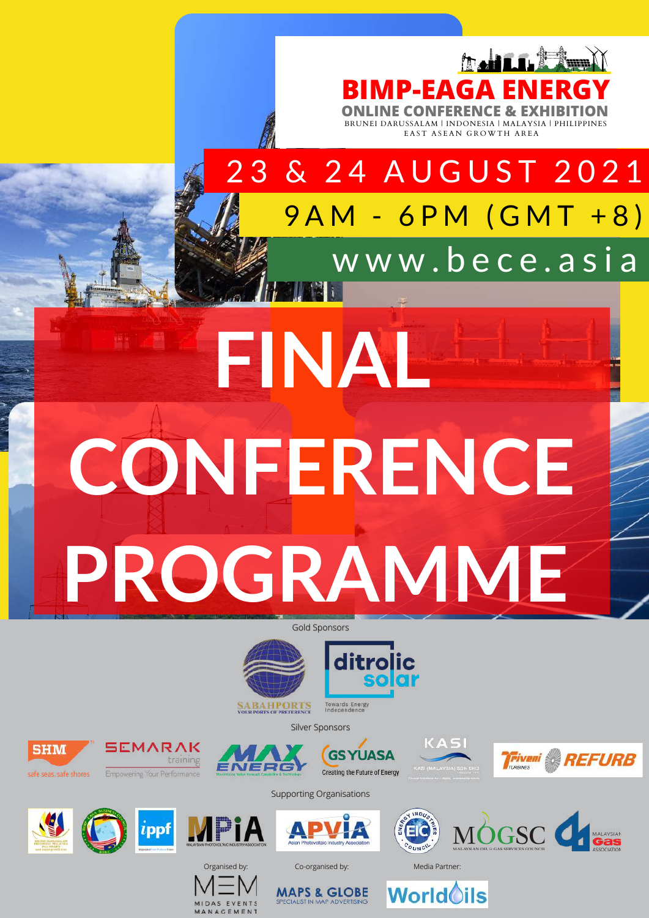# BIMP-EAGA ENERGY

## ONLINE CONFERENCE & EXHIBITION

BRUNEI DARUSSALAM | INDONESIA | MALAYSIA | PHILIPPINES

EAST ASEAN GROWTH AREA

**23 & 24 AUGUST 2021**

**9AM - 6PM (GMT +8)**

www.bece.asia

# FINAL CONFERENCE PROGRAMME

Gold Sponsors

SABAHPORTS — YOUR PORTS OF PREFERENCE

ditrolic solar — Towards Energy Independence

Silver Sponsors

SHM — safe seas, safe shores

SEMARAK training — Empowering Your Performance

MAX ENERGY

GS YUASA — Creating the Future of Energy

KASI — KASI (MALAYSIA) SDN BHD

Triveni TURBINES REFURB

Supporting Organisations

BIBC

ippf

MPiA — MALAYSIAN PHOTOVOLTAIC INDUSTRY ASSOCIATION

APVIA — Asian Photovoltaic Industry Association

EIC — ENERGY INDUSTRIES COUNCIL

MOGSC — MALAYSIAN OIL & GAS SERVICES COUNCIL

MALAYSIAN GAS ASSOCIATION

Organised by: MIDAS EVENTS MANAGEMENT

Co-organised by: MAPS & GLOBE — SPECIALIST IN MAP ADVERTISING

Media Partner: WorldOils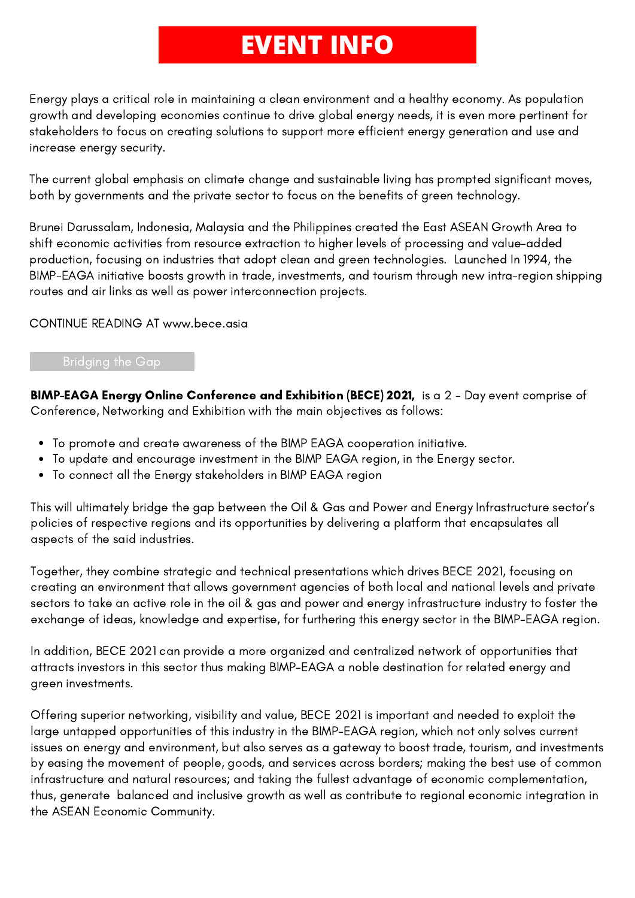# EVENT INFO

Energy plays a critical role in maintaining a clean environment and a healthy economy. As population growth and developing economies continue to drive global energy needs, it is even more pertinent for stakeholders to focus on creating solutions to support more efficient energy generation and use and increase energy security.

The current global emphasis on climate change and sustainable living has prompted significant moves, both by governments and the private sector to focus on the benefits of green technology.

Brunei Darussalam, Indonesia, Malaysia and the Philippines created the East ASEAN Growth Area to shift economic activities from resource extraction to higher levels of processing and value-added production, focusing on industries that adopt clean and green technologies. Launched In 1994, the BIMP-EAGA initiative boosts growth in trade, investments, and tourism through new intra-region shipping routes and air links as well as power interconnection projects.

CONTINUE READING AT www.bece.asia

## Bridging the Gap

**BIMP-EAGA Energy Online Conference and Exhibition (BECE) 2021,** is a 2 - Day event comprise of Conference, Networking and Exhibition with the main objectives as follows:

- To promote and create awareness of the BIMP EAGA cooperation initiative.
- To update and encourage investment in the BIMP EAGA region, in the Energy sector.
- To connect all the Energy stakeholders in BIMP EAGA region

This will ultimately bridge the gap between the Oil & Gas and Power and Energy Infrastructure sector's policies of respective regions and its opportunities by delivering a platform that encapsulates all aspects of the said industries.

Together, they combine strategic and technical presentations which drives BECE 2021, focusing on creating an environment that allows government agencies of both local and national levels and private sectors to take an active role in the oil & gas and power and energy infrastructure industry to foster the exchange of ideas, knowledge and expertise, for furthering this energy sector in the BIMP-EAGA region.

In addition, BECE 2021 can provide a more organized and centralized network of opportunities that attracts investors in this sector thus making BIMP-EAGA a noble destination for related energy and green investments.

Offering superior networking, visibility and value, BECE 2021 is important and needed to exploit the large untapped opportunities of this industry in the BIMP-EAGA region, which not only solves current issues on energy and environment, but also serves as a gateway to boost trade, tourism, and investments by easing the movement of people, goods, and services across borders; making the best use of common infrastructure and natural resources; and taking the fullest advantage of economic complementation, thus, generate balanced and inclusive growth as well as contribute to regional economic integration in the ASEAN Economic Community.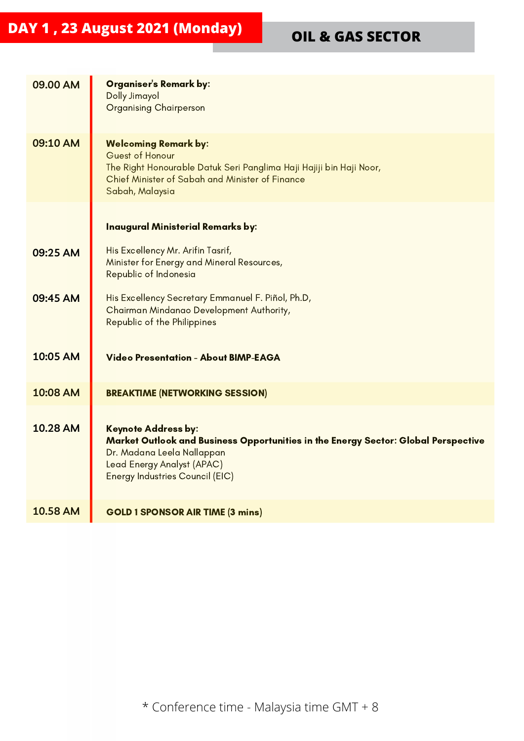## DAY 1 , 23 August 2021 (Monday)

## OIL & GAS SECTOR

| Time | Programme |
| --- | --- |
| 09.00 AM | **Organiser's Remark by:**<br>Dolly Jimayol<br>Organising Chairperson |
| 09:10 AM | **Welcoming Remark by:**<br>Guest of Honour<br>The Right Honourable Datuk Seri Panglima Haji Hajiji bin Haji Noor,<br>Chief Minister of Sabah and Minister of Finance<br>Sabah, Malaysia |
| | **Inaugural Ministerial Remarks by:** |
| 09:25 AM | His Excellency Mr. Arifin Tasrif,<br>Minister for Energy and Mineral Resources,<br>Republic of Indonesia |
| 09:45 AM | His Excellency Secretary Emmanuel F. Piñol, Ph.D,<br>Chairman Mindanao Development Authority,<br>Republic of the Philippines |
| 10:05 AM | **Video Presentation - About BIMP-EAGA** |
| 10:08 AM | **BREAKTIME (NETWORKING SESSION)** |
| 10.28 AM | **Keynote Address by:**<br>**Market Outlook and Business Opportunities in the Energy Sector: Global Perspective**<br>Dr. Madana Leela Nallappan<br>Lead Energy Analyst (APAC)<br>Energy Industries Council (EIC) |
| 10.58 AM | **GOLD 1 SPONSOR AIR TIME (3 mins)** |

* Conference time - Malaysia time GMT + 8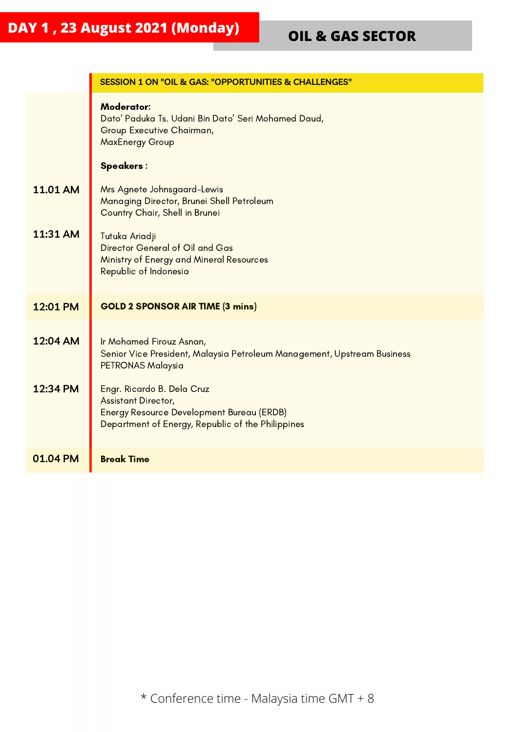# DAY 1 , 23 August 2021 (Monday)

## OIL & GAS SECTOR

| Time | SESSION 1 ON "OIL & GAS: "OPPORTUNITIES & CHALLENGES" |
|---|---|
| | **Moderator:**<br>Dato' Paduka Ts. Udani Bin Dato' Seri Mohamed Daud,<br>Group Executive Chairman,<br>MaxEnergy Group<br><br>**Speakers :** |
| 11.01 AM | Mrs Agnete Johnsgaard-Lewis<br>Managing Director, Brunei Shell Petroleum<br>Country Chair, Shell in Brunei |
| 11:31 AM | Tutuka Ariadji<br>Director General of Oil and Gas<br>Ministry of Energy and Mineral Resources<br>Republic of Indonesia |
| 12:01 PM | **GOLD 2 SPONSOR AIR TIME (3 mins)** |
| 12:04 AM | Ir Mohamed Firouz Asnan,<br>Senior Vice President, Malaysia Petroleum Management, Upstream Business<br>PETRONAS Malaysia |
| 12:34 PM | Engr. Ricardo B. Dela Cruz<br>Assistant Director,<br>Energy Resource Development Bureau (ERDB)<br>Department of Energy, Republic of the Philippines |
| 01.04 PM | **Break Time** |

* Conference time - Malaysia time GMT + 8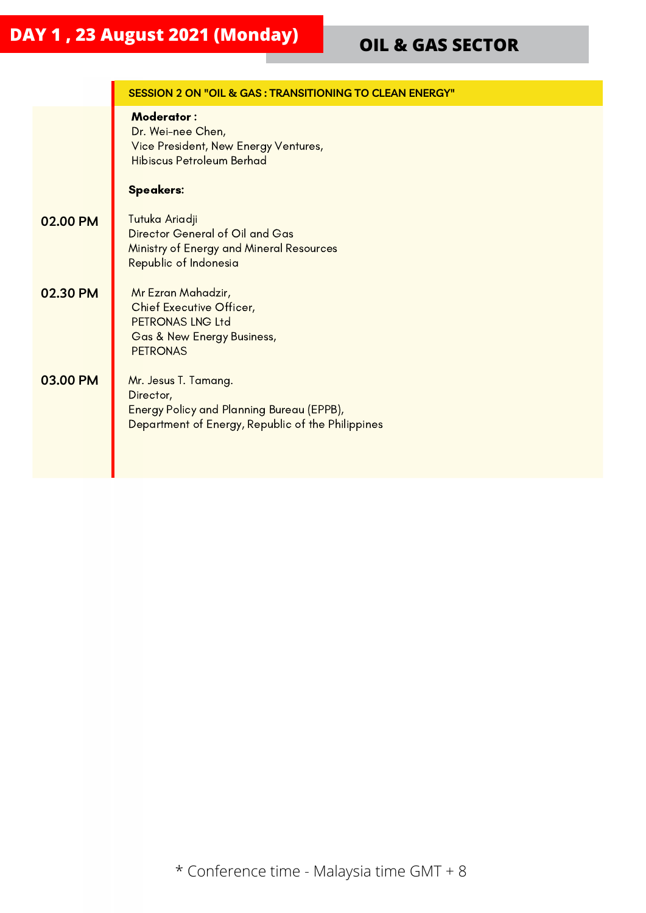# DAY 1 , 23 August 2021 (Monday)

## OIL & GAS SECTOR

### SESSION 2 ON "OIL & GAS : TRANSITIONING TO CLEAN ENERGY"

**Moderator :**
Dr. Wei-nee Chen,
Vice President, New Energy Ventures,
Hibiscus Petroleum Berhad

**Speakers:**

| Time | Speaker |
| --- | --- |
| **02.00 PM** | Tutuka Ariadji<br>Director General of Oil and Gas<br>Ministry of Energy and Mineral Resources<br>Republic of Indonesia |
| **02.30 PM** | Mr Ezran Mahadzir,<br>Chief Executive Officer,<br>PETRONAS LNG Ltd<br>Gas & New Energy Business,<br>PETRONAS |
| **03.00 PM** | Mr. Jesus T. Tamang.<br>Director,<br>Energy Policy and Planning Bureau (EPPB),<br>Department of Energy, Republic of the Philippines |

* Conference time - Malaysia time GMT + 8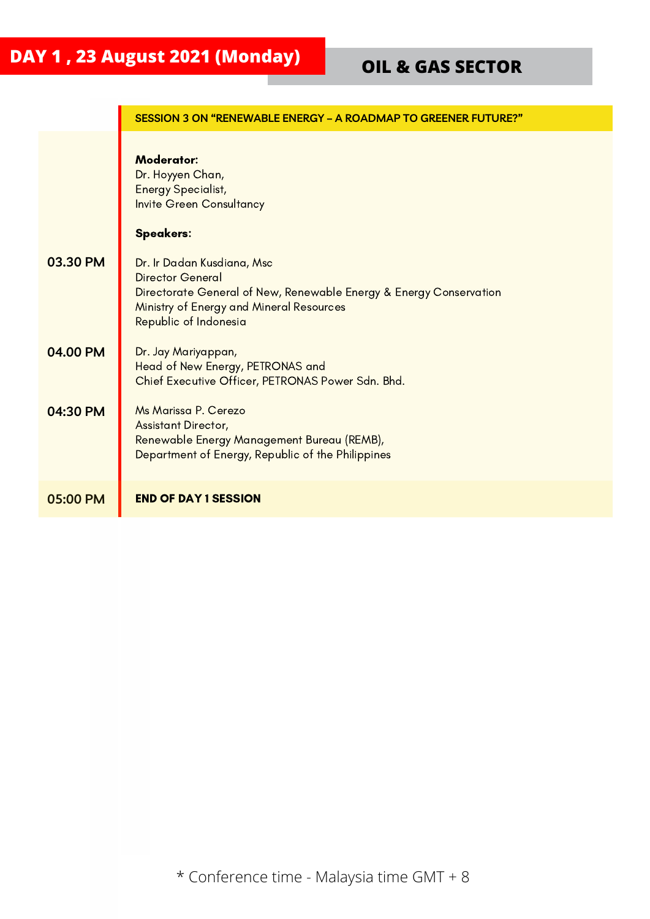**DAY 1 , 23 August 2021 (Monday)**

**OIL & GAS SECTOR**

| Time | SESSION 3 ON "RENEWABLE ENERGY – A ROADMAP TO GREENER FUTURE?" |
|---|---|
| | **Moderator:**<br>Dr. Hoyyen Chan,<br>Energy Specialist,<br>Invite Green Consultancy<br><br>**Speakers:** |
| 03.30 PM | Dr. Ir Dadan Kusdiana, Msc<br>Director General<br>Directorate General of New, Renewable Energy & Energy Conservation<br>Ministry of Energy and Mineral Resources<br>Republic of Indonesia |
| 04.00 PM | Dr. Jay Mariyappan,<br>Head of New Energy, PETRONAS and<br>Chief Executive Officer, PETRONAS Power Sdn. Bhd. |
| 04:30 PM | Ms Marissa P. Cerezo<br>Assistant Director,<br>Renewable Energy Management Bureau (REMB),<br>Department of Energy, Republic of the Philippines |
| 05:00 PM | **END OF DAY 1 SESSION** |

* Conference time - Malaysia time GMT + 8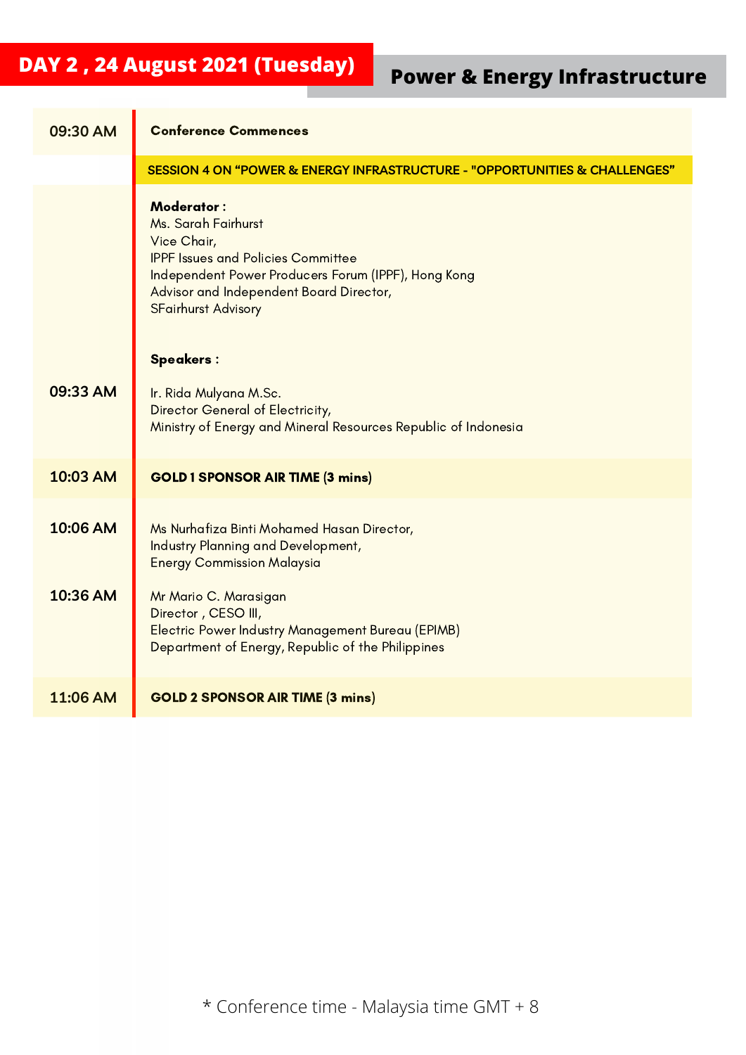## DAY 2 , 24 August 2021 (Tuesday)

## Power & Energy Infrastructure

| Time | Programme |
|---|---|
| 09:30 AM | **Conference Commences** |
| | **SESSION 4 ON "POWER & ENERGY INFRASTRUCTURE - "OPPORTUNITIES & CHALLENGES"** |
| | **Moderator :**<br>Ms. Sarah Fairhurst<br>Vice Chair,<br>IPPF Issues and Policies Committee<br>Independent Power Producers Forum (IPPF), Hong Kong<br>Advisor and Independent Board Director,<br>SFairhurst Advisory |
| | **Speakers :** |
| 09:33 AM | Ir. Rida Mulyana M.Sc.<br>Director General of Electricity,<br>Ministry of Energy and Mineral Resources Republic of Indonesia |
| 10:03 AM | **GOLD 1 SPONSOR AIR TIME (3 mins)** |
| 10:06 AM | Ms Nurhafiza Binti Mohamed Hasan Director,<br>Industry Planning and Development,<br>Energy Commission Malaysia |
| 10:36 AM | Mr Mario C. Marasigan<br>Director , CESO III,<br>Electric Power Industry Management Bureau (EPIMB)<br>Department of Energy, Republic of the Philippines |
| 11:06 AM | **GOLD 2 SPONSOR AIR TIME (3 mins)** |

* Conference time - Malaysia time GMT + 8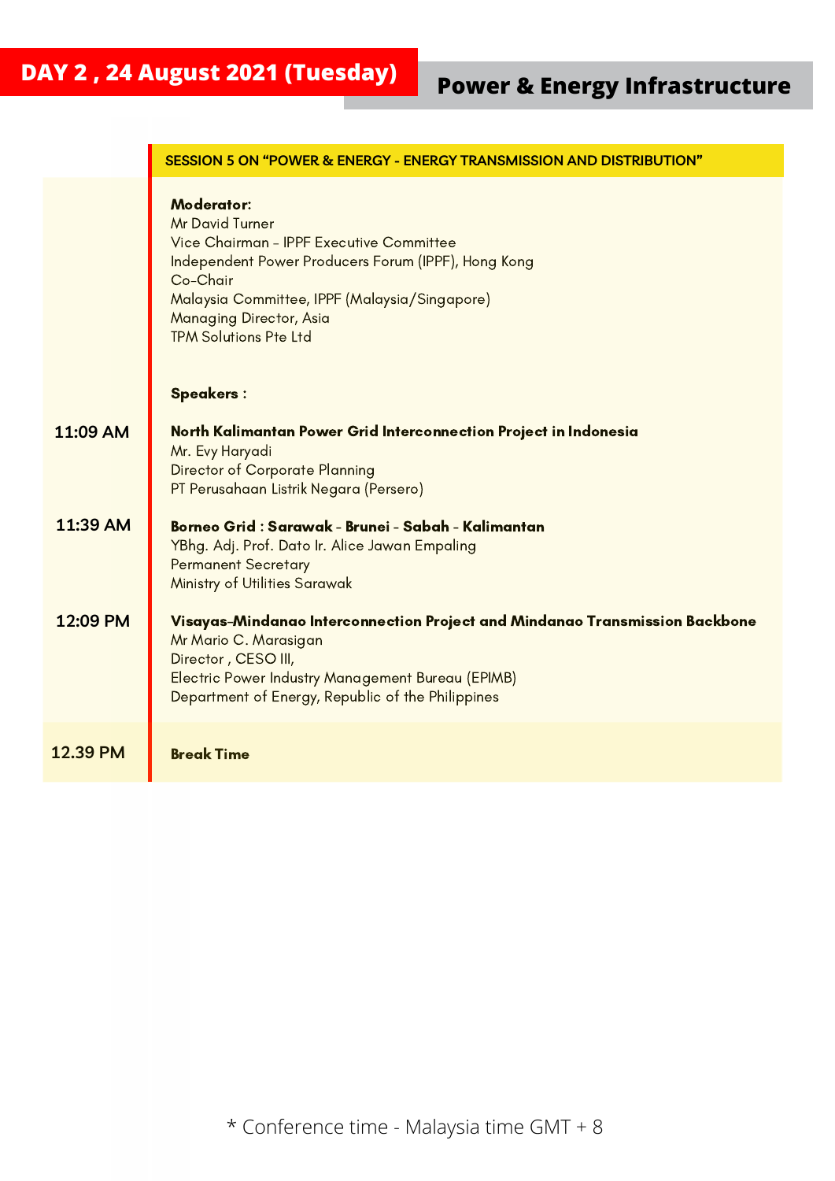# DAY 2 , 24 August 2021 (Tuesday)

## Power & Energy Infrastructure

### SESSION 5 ON "POWER & ENERGY - ENERGY TRANSMISSION AND DISTRIBUTION"

**Moderator:**
Mr David Turner
Vice Chairman - IPPF Executive Committee
Independent Power Producers Forum (IPPF), Hong Kong
Co-Chair
Malaysia Committee, IPPF (Malaysia/Singapore)
Managing Director, Asia
TPM Solutions Pte Ltd

**Speakers :**

| Time | Session |
|---|---|
| 11:09 AM | **North Kalimantan Power Grid Interconnection Project in Indonesia**<br>Mr. Evy Haryadi<br>Director of Corporate Planning<br>PT Perusahaan Listrik Negara (Persero) |
| 11:39 AM | **Borneo Grid : Sarawak - Brunei - Sabah - Kalimantan**<br>YBhg. Adj. Prof. Dato Ir. Alice Jawan Empaling<br>Permanent Secretary<br>Ministry of Utilities Sarawak |
| 12:09 PM | **Visayas-Mindanao Interconnection Project and Mindanao Transmission Backbone**<br>Mr Mario C. Marasigan<br>Director , CESO III,<br>Electric Power Industry Management Bureau (EPIMB)<br>Department of Energy, Republic of the Philippines |
| 12.39 PM | **Break Time** |

* Conference time - Malaysia time GMT + 8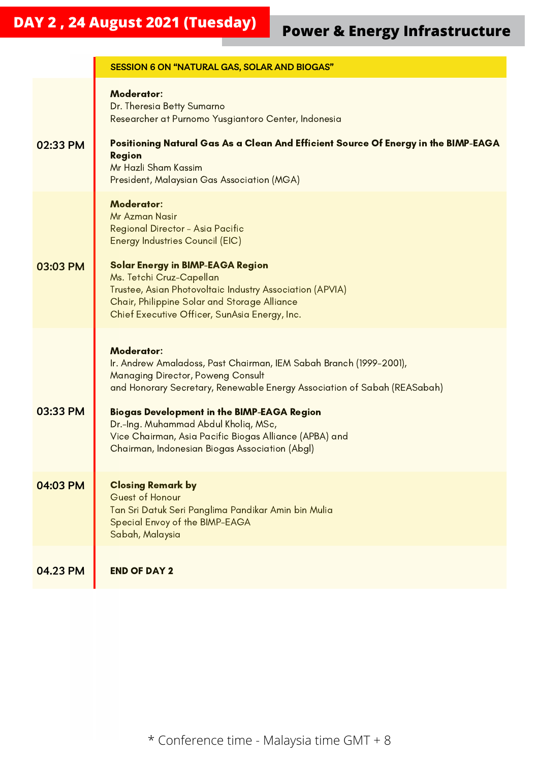## DAY 2 , 24 August 2021 (Tuesday)

## Power & Energy Infrastructure

| | SESSION 6 ON "NATURAL GAS, SOLAR AND BIOGAS" |
|---|---|
| 02:33 PM | **Moderator:** Dr. Theresia Betty Sumarno, Researcher at Purnomo Yusgiantoro Center, Indonesia<br><br>**Positioning Natural Gas As a Clean And Efficient Source Of Energy in the BIMP-EAGA Region**<br>Mr Hazli Sham Kassim, President, Malaysian Gas Association (MGA) |
| 03:03 PM | **Moderator:** Mr Azman Nasir, Regional Director - Asia Pacific, Energy Industries Council (EIC)<br><br>**Solar Energy in BIMP-EAGA Region**<br>Ms. Tetchi Cruz-Capellan, Trustee, Asian Photovoltaic Industry Association (APVIA), Chair, Philippine Solar and Storage Alliance, Chief Executive Officer, SunAsia Energy, Inc. |
| 03:33 PM | **Moderator:** Ir. Andrew Amaladoss, Past Chairman, IEM Sabah Branch (1999-2001), Managing Director, Poweng Consult and Honorary Secretary, Renewable Energy Association of Sabah (REASabah)<br><br>**Biogas Development in the BIMP-EAGA Region**<br>Dr.-Ing. Muhammad Abdul Kholiq, MSc, Vice Chairman, Asia Pacific Biogas Alliance (APBA) and Chairman, Indonesian Biogas Association (Abgl) |
| 04:03 PM | **Closing Remark by**<br>Guest of Honour<br>Tan Sri Datuk Seri Panglima Pandikar Amin bin Mulia<br>Special Envoy of the BIMP-EAGA<br>Sabah, Malaysia |
| 04.23 PM | **END OF DAY 2** |

* Conference time - Malaysia time GMT + 8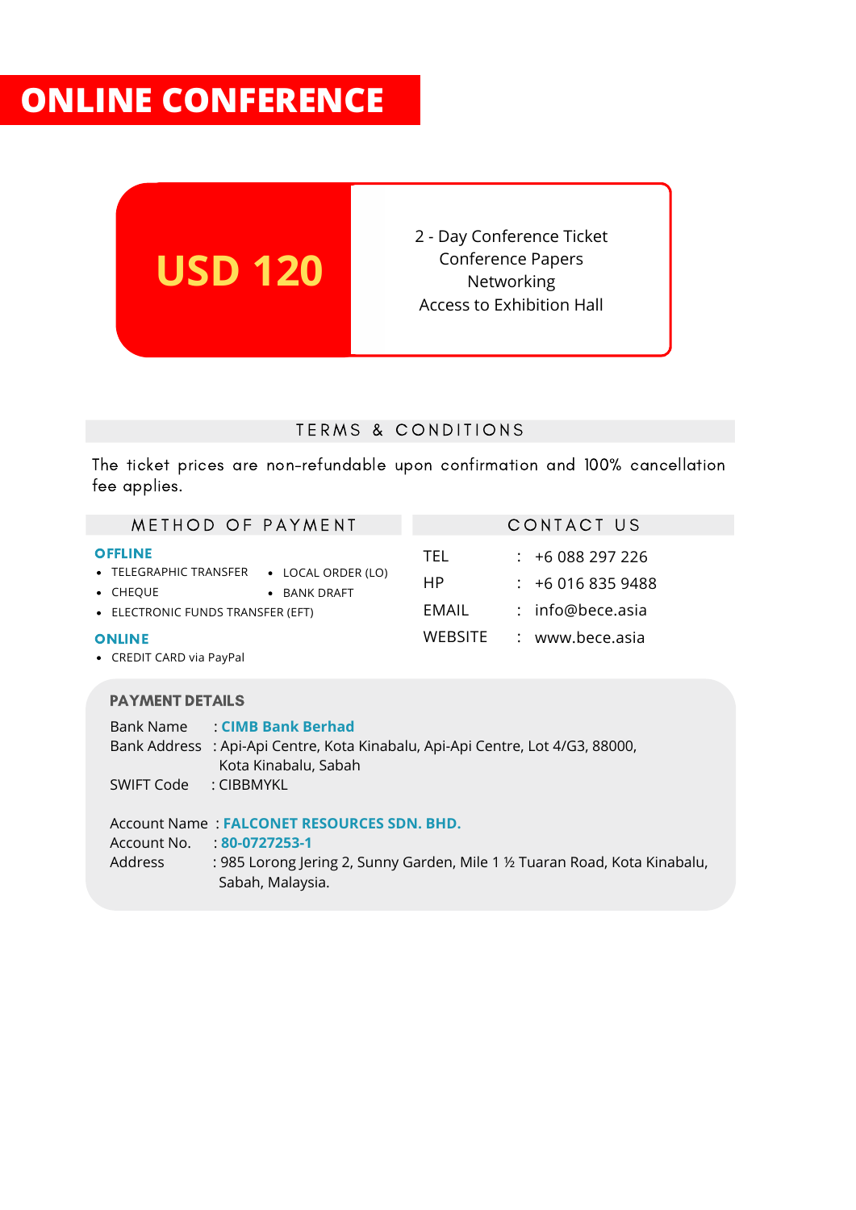# ONLINE CONFERENCE

## USD 120

2 - Day Conference Ticket
Conference Papers
Networking
Access to Exhibition Hall

## TERMS & CONDITIONS

The ticket prices are non-refundable upon confirmation and 100% cancellation fee applies.

## METHOD OF PAYMENT

**OFFLINE**

- TELEGRAPHIC TRANSFER
- LOCAL ORDER (LO)
- CHEQUE
- BANK DRAFT
- ELECTRONIC FUNDS TRANSFER (EFT)

**ONLINE**

- CREDIT CARD via PayPal

## CONTACT US

| | | |
|---|---|---|
| TEL | : | +6 088 297 226 |
| HP | : | +6 016 835 9488 |
| EMAIL | : | info@bece.asia |
| WEBSITE | : | www.bece.asia |

## PAYMENT DETAILS

Bank Name : **CIMB Bank Berhad**
Bank Address : Api-Api Centre, Kota Kinabalu, Api-Api Centre, Lot 4/G3, 88000, Kota Kinabalu, Sabah
SWIFT Code : CIBBMYKL

Account Name : **FALCONET RESOURCES SDN. BHD.**
Account No. : **80-0727253-1**
Address : 985 Lorong Jering 2, Sunny Garden, Mile 1 ½ Tuaran Road, Kota Kinabalu, Sabah, Malaysia.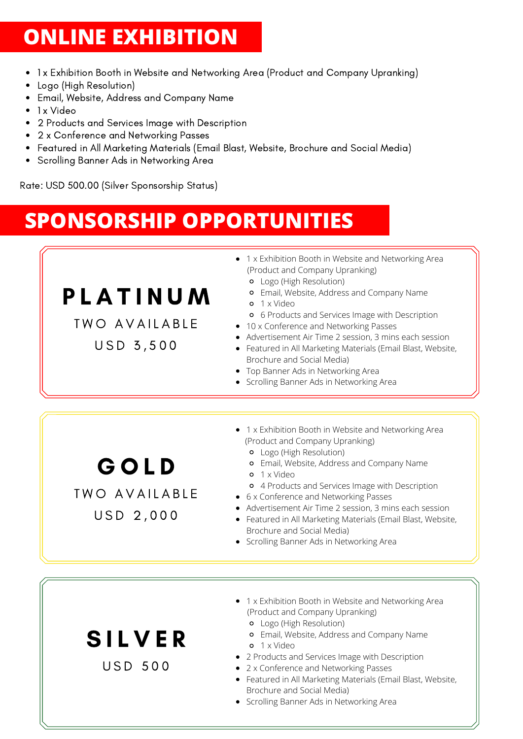# ONLINE EXHIBITION

- 1 x Exhibition Booth in Website and Networking Area (Product and Company Upranking)
- Logo (High Resolution)
- Email, Website, Address and Company Name
- 1 x Video
- 2 Products and Services Image with Description
- 2 x Conference and Networking Passes
- Featured in All Marketing Materials (Email Blast, Website, Brochure and Social Media)
- Scrolling Banner Ads in Networking Area

Rate: USD 500.00 (Silver Sponsorship Status)

# SPONSORSHIP OPPORTUNITIES

## PLATINUM

TWO AVAILABLE

USD 3,500

- 1 x Exhibition Booth in Website and Networking Area (Product and Company Upranking)
  - Logo (High Resolution)
  - Email, Website, Address and Company Name
  - 1 x Video
  - 6 Products and Services Image with Description
- 10 x Conference and Networking Passes
- Advertisement Air Time 2 session, 3 mins each session
- Featured in All Marketing Materials (Email Blast, Website, Brochure and Social Media)
- Top Banner Ads in Networking Area
- Scrolling Banner Ads in Networking Area

## GOLD

TWO AVAILABLE

USD 2,000

- 1 x Exhibition Booth in Website and Networking Area (Product and Company Upranking)
  - Logo (High Resolution)
  - Email, Website, Address and Company Name
  - 1 x Video
  - 4 Products and Services Image with Description
- 6 x Conference and Networking Passes
- Advertisement Air Time 2 session, 3 mins each session
- Featured in All Marketing Materials (Email Blast, Website, Brochure and Social Media)
- Scrolling Banner Ads in Networking Area

## SILVER

USD 500

- 1 x Exhibition Booth in Website and Networking Area (Product and Company Upranking)
  - Logo (High Resolution)
  - Email, Website, Address and Company Name
  - 1 x Video
- 2 Products and Services Image with Description
- 2 x Conference and Networking Passes
- Featured in All Marketing Materials (Email Blast, Website, Brochure and Social Media)
- Scrolling Banner Ads in Networking Area